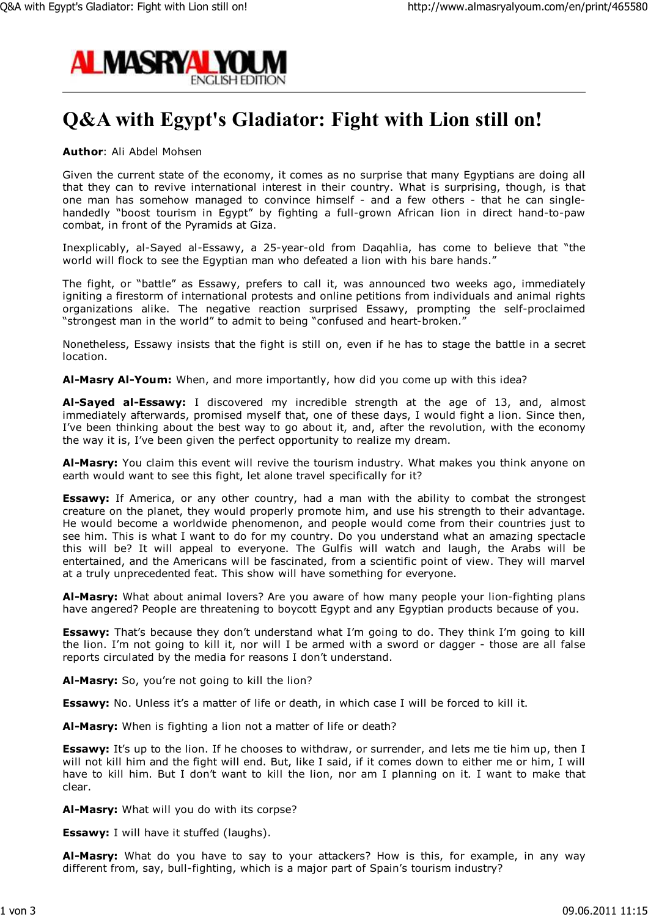# Q&A with Egypt's Gladiator: Fight with Lion still on!

**Author**: Ali Abdel Mohsen

Given the current state of the economy, it comes as no surprise that many Egyptians are doing all that they can to revive international interest in their country. What is surprising, though, is that one man has somehow managed to convince himself - and a few others - that he can single-handedly “boost tourism in Egypt” by fighting a full-grown African lion in direct hand-to-paw combat, in front of the Pyramids at Giza.

Inexplicably, al-Sayed al-Essawy, a 25-year-old from Daqahlia, has come to believe that “the world will flock to see the Egyptian man who defeated a lion with his bare hands.”

The fight, or “battle” as Essawy, prefers to call it, was announced two weeks ago, immediately igniting a firestorm of international protests and online petitions from individuals and animal rights organizations alike. The negative reaction surprised Essawy, prompting the self-proclaimed “strongest man in the world” to admit to being “confused and heart-broken.”

Nonetheless, Essawy insists that the fight is still on, even if he has to stage the battle in a secret location.

**Al-Masry Al-Youm:** When, and more importantly, how did you come up with this idea?

**Al-Sayed al-Essawy:** I discovered my incredible strength at the age of 13, and, almost immediately afterwards, promised myself that, one of these days, I would fight a lion. Since then, I’ve been thinking about the best way to go about it, and, after the revolution, with the economy the way it is, I’ve been given the perfect opportunity to realize my dream.

**Al-Masry:** You claim this event will revive the tourism industry. What makes you think anyone on earth would want to see this fight, let alone travel specifically for it?

**Essawy:** If America, or any other country, had a man with the ability to combat the strongest creature on the planet, they would properly promote him, and use his strength to their advantage. He would become a worldwide phenomenon, and people would come from their countries just to see him. This is what I want to do for my country. Do you understand what an amazing spectacle this will be? It will appeal to everyone. The Gulfis will watch and laugh, the Arabs will be entertained, and the Americans will be fascinated, from a scientific point of view. They will marvel at a truly unprecedented feat. This show will have something for everyone.

**Al-Masry:** What about animal lovers? Are you aware of how many people your lion-fighting plans have angered? People are threatening to boycott Egypt and any Egyptian products because of you.

**Essawy:** That’s because they don’t understand what I’m going to do. They think I’m going to kill the lion. I’m not going to kill it, nor will I be armed with a sword or dagger - those are all false reports circulated by the media for reasons I don’t understand.

**Al-Masry:** So, you’re not going to kill the lion?

**Essawy:** No. Unless it’s a matter of life or death, in which case I will be forced to kill it.

**Al-Masry:** When is fighting a lion not a matter of life or death?

**Essawy:** It’s up to the lion. If he chooses to withdraw, or surrender, and lets me tie him up, then I will not kill him and the fight will end. But, like I said, if it comes down to either me or him, I will have to kill him. But I don’t want to kill the lion, nor am I planning on it. I want to make that clear.

**Al-Masry:** What will you do with its corpse?

**Essawy:** I will have it stuffed (laughs).

**Al-Masry:** What do you have to say to your attackers? How is this, for example, in any way different from, say, bull-fighting, which is a major part of Spain’s tourism industry?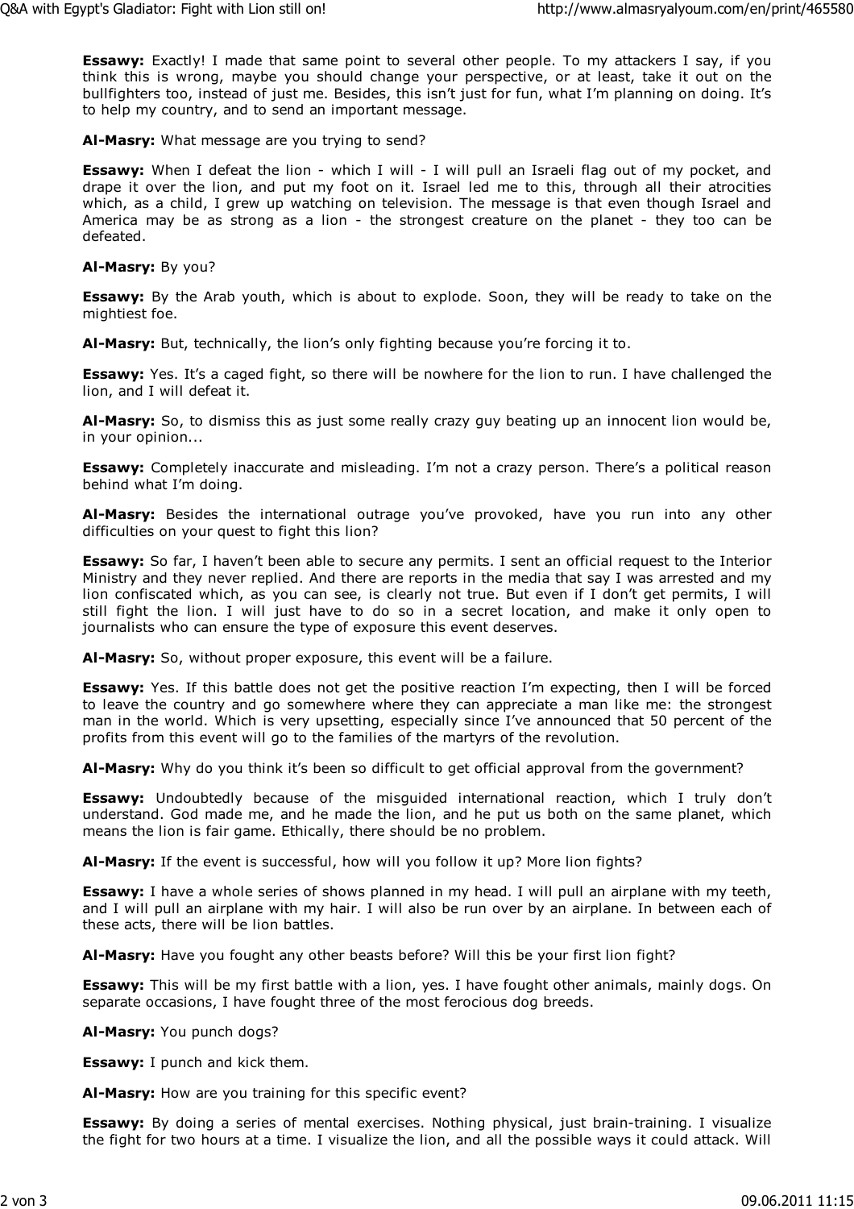**Essawy:** Exactly! I made that same point to several other people. To my attackers I say, if you think this is wrong, maybe you should change your perspective, or at least, take it out on the bullfighters too, instead of just me. Besides, this isn't just for fun, what I'm planning on doing. It's to help my country, and to send an important message.

**Al-Masry:** What message are you trying to send?

**Essawy:** When I defeat the lion - which I will - I will pull an Israeli flag out of my pocket, and drape it over the lion, and put my foot on it. Israel led me to this, through all their atrocities which, as a child, I grew up watching on television. The message is that even though Israel and America may be as strong as a lion - the strongest creature on the planet - they too can be defeated.

**Al-Masry:** By you?

**Essawy:** By the Arab youth, which is about to explode. Soon, they will be ready to take on the mightiest foe.

**Al-Masry:** But, technically, the lion's only fighting because you're forcing it to.

**Essawy:** Yes. It's a caged fight, so there will be nowhere for the lion to run. I have challenged the lion, and I will defeat it.

**Al-Masry:** So, to dismiss this as just some really crazy guy beating up an innocent lion would be, in your opinion...

**Essawy:** Completely inaccurate and misleading. I'm not a crazy person. There's a political reason behind what I'm doing.

**Al-Masry:** Besides the international outrage you've provoked, have you run into any other difficulties on your quest to fight this lion?

**Essawy:** So far, I haven't been able to secure any permits. I sent an official request to the Interior Ministry and they never replied. And there are reports in the media that say I was arrested and my lion confiscated which, as you can see, is clearly not true. But even if I don't get permits, I will still fight the lion. I will just have to do so in a secret location, and make it only open to journalists who can ensure the type of exposure this event deserves.

**Al-Masry:** So, without proper exposure, this event will be a failure.

**Essawy:** Yes. If this battle does not get the positive reaction I'm expecting, then I will be forced to leave the country and go somewhere where they can appreciate a man like me: the strongest man in the world. Which is very upsetting, especially since I've announced that 50 percent of the profits from this event will go to the families of the martyrs of the revolution.

**Al-Masry:** Why do you think it's been so difficult to get official approval from the government?

**Essawy:** Undoubtedly because of the misguided international reaction, which I truly don't understand. God made me, and he made the lion, and he put us both on the same planet, which means the lion is fair game. Ethically, there should be no problem.

**Al-Masry:** If the event is successful, how will you follow it up? More lion fights?

**Essawy:** I have a whole series of shows planned in my head. I will pull an airplane with my teeth, and I will pull an airplane with my hair. I will also be run over by an airplane. In between each of these acts, there will be lion battles.

**Al-Masry:** Have you fought any other beasts before? Will this be your first lion fight?

**Essawy:** This will be my first battle with a lion, yes. I have fought other animals, mainly dogs. On separate occasions, I have fought three of the most ferocious dog breeds.

**Al-Masry:** You punch dogs?

**Essawy:** I punch and kick them.

**Al-Masry:** How are you training for this specific event?

**Essawy:** By doing a series of mental exercises. Nothing physical, just brain-training. I visualize the fight for two hours at a time. I visualize the lion, and all the possible ways it could attack. Will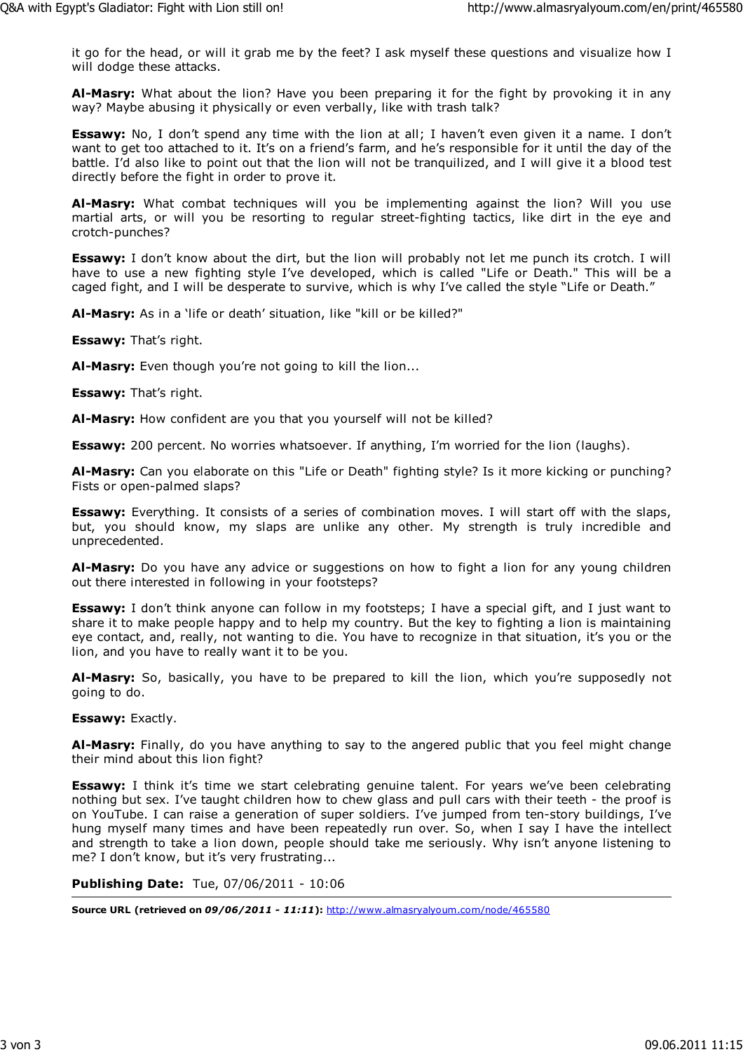it go for the head, or will it grab me by the feet? I ask myself these questions and visualize how I will dodge these attacks.

**Al-Masry:** What about the lion? Have you been preparing it for the fight by provoking it in any way? Maybe abusing it physically or even verbally, like with trash talk?

**Essawy:** No, I don’t spend any time with the lion at all; I haven’t even given it a name. I don’t want to get too attached to it. It’s on a friend’s farm, and he’s responsible for it until the day of the battle. I’d also like to point out that the lion will not be tranquilized, and I will give it a blood test directly before the fight in order to prove it.

**Al-Masry:** What combat techniques will you be implementing against the lion? Will you use martial arts, or will you be resorting to regular street-fighting tactics, like dirt in the eye and crotch-punches?

**Essawy:** I don’t know about the dirt, but the lion will probably not let me punch its crotch. I will have to use a new fighting style I’ve developed, which is called "Life or Death." This will be a caged fight, and I will be desperate to survive, which is why I’ve called the style “Life or Death.”

**Al-Masry:** As in a ‘life or death’ situation, like "kill or be killed?"

**Essawy:** That’s right.

**Al-Masry:** Even though you’re not going to kill the lion...

**Essawy:** That’s right.

**Al-Masry:** How confident are you that you yourself will not be killed?

**Essawy:** 200 percent. No worries whatsoever. If anything, I’m worried for the lion (laughs).

**Al-Masry:** Can you elaborate on this "Life or Death" fighting style? Is it more kicking or punching? Fists or open-palmed slaps?

**Essawy:** Everything. It consists of a series of combination moves. I will start off with the slaps, but, you should know, my slaps are unlike any other. My strength is truly incredible and unprecedented.

**Al-Masry:** Do you have any advice or suggestions on how to fight a lion for any young children out there interested in following in your footsteps?

**Essawy:** I don’t think anyone can follow in my footsteps; I have a special gift, and I just want to share it to make people happy and to help my country. But the key to fighting a lion is maintaining eye contact, and, really, not wanting to die. You have to recognize in that situation, it’s you or the lion, and you have to really want it to be you.

**Al-Masry:** So, basically, you have to be prepared to kill the lion, which you’re supposedly not going to do.

**Essawy:** Exactly.

**Al-Masry:** Finally, do you have anything to say to the angered public that you feel might change their mind about this lion fight?

**Essawy:** I think it’s time we start celebrating genuine talent. For years we’ve been celebrating nothing but sex. I’ve taught children how to chew glass and pull cars with their teeth - the proof is on YouTube. I can raise a generation of super soldiers. I’ve jumped from ten-story buildings, I’ve hung myself many times and have been repeatedly run over. So, when I say I have the intellect and strength to take a lion down, people should take me seriously. Why isn’t anyone listening to me? I don’t know, but it’s very frustrating...

**Publishing Date:** Tue, 07/06/2011 - 10:06

---

**Source URL (retrieved on *09/06/2011 - 11:11*):** http://www.almasryalyoum.com/node/465580